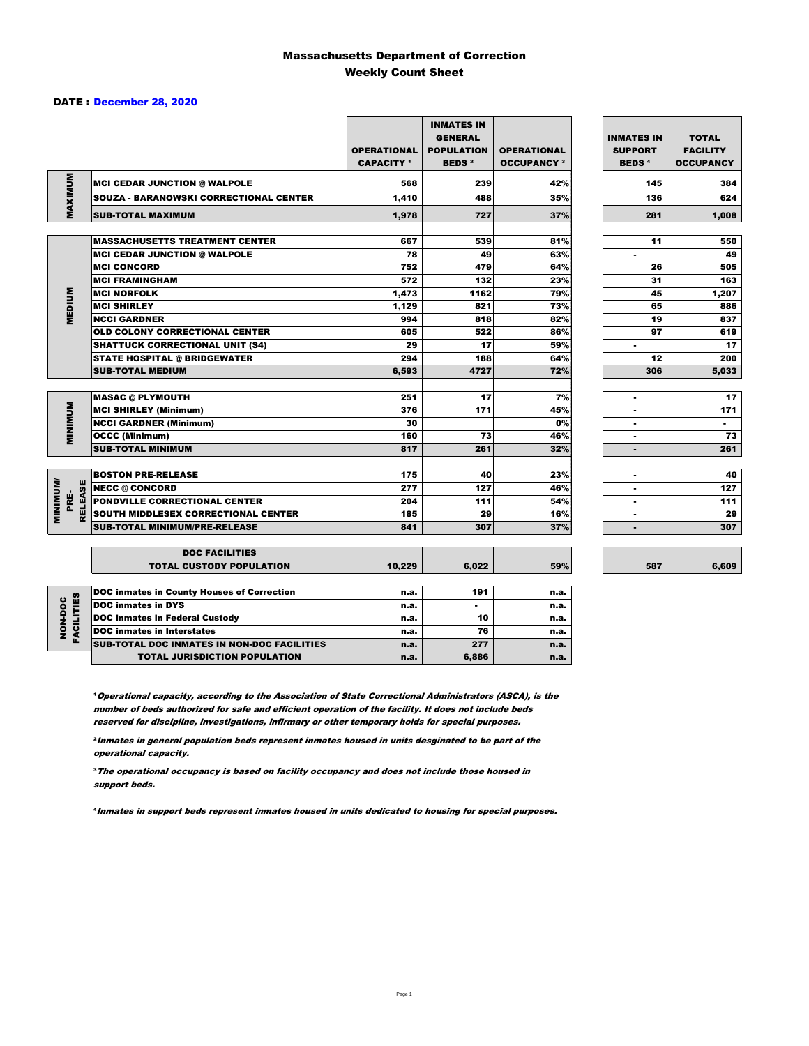# Massachusetts Department of Correction
## Weekly Count Sheet

**DATE : December 28, 2020**

| | | OPERATIONAL CAPACITY [1] | INMATES IN GENERAL POPULATION BEDS [2] | OPERATIONAL OCCUPANCY [3] | INMATES IN SUPPORT BEDS [4] | TOTAL FACILITY OCCUPANCY |
|---|---|---|---|---|---|---|
| MAXIMUM | MCI CEDAR JUNCTION @ WALPOLE | 568 | 239 | 42% | 145 | 384 |
| | SOUZA - BARANOWSKI CORRECTIONAL CENTER | 1,410 | 488 | 35% | 136 | 624 |
| | SUB-TOTAL MAXIMUM | 1,978 | 727 | 37% | 281 | 1,008 |
| MEDIUM | MASSACHUSETTS TREATMENT CENTER | 667 | 539 | 81% | 11 | 550 |
| | MCI CEDAR JUNCTION @ WALPOLE | 78 | 49 | 63% | - | 49 |
| | MCI CONCORD | 752 | 479 | 64% | 26 | 505 |
| | MCI FRAMINGHAM | 572 | 132 | 23% | 31 | 163 |
| | MCI NORFOLK | 1,473 | 1162 | 79% | 45 | 1,207 |
| | MCI SHIRLEY | 1,129 | 821 | 73% | 65 | 886 |
| | NCCI GARDNER | 994 | 818 | 82% | 19 | 837 |
| | OLD COLONY CORRECTIONAL CENTER | 605 | 522 | 86% | 97 | 619 |
| | SHATTUCK CORRECTIONAL UNIT (S4) | 29 | 17 | 59% | - | 17 |
| | STATE HOSPITAL @ BRIDGEWATER | 294 | 188 | 64% | 12 | 200 |
| | SUB-TOTAL MEDIUM | 6,593 | 4727 | 72% | 306 | 5,033 |
| MINIMUM | MASAC @ PLYMOUTH | 251 | 17 | 7% | - | 17 |
| | MCI SHIRLEY (Minimum) | 376 | 171 | 45% | - | 171 |
| | NCCI GARDNER (Minimum) | 30 | | 0% | - | - |
| | OCCC (Minimum) | 160 | 73 | 46% | - | 73 |
| | SUB-TOTAL MINIMUM | 817 | 261 | 32% | - | 261 |
| MINIMUM/ PRE-RELEASE | BOSTON PRE-RELEASE | 175 | 40 | 23% | - | 40 |
| | NECC @ CONCORD | 277 | 127 | 46% | - | 127 |
| | PONDVILLE CORRECTIONAL CENTER | 204 | 111 | 54% | - | 111 |
| | SOUTH MIDDLESEX CORRECTIONAL CENTER | 185 | 29 | 16% | - | 29 |
| | SUB-TOTAL MINIMUM/PRE-RELEASE | 841 | 307 | 37% | - | 307 |
| | DOC FACILITIES TOTAL CUSTODY POPULATION | 10,229 | 6,022 | 59% | 587 | 6,609 |
| NON-DOC FACILITIES | DOC inmates in County Houses of Correction | n.a. | 191 | n.a. | | |
| | DOC inmates in DYS | n.a. | - | n.a. | | |
| | DOC inmates in Federal Custody | n.a. | 10 | n.a. | | |
| | DOC inmates in Interstates | n.a. | 76 | n.a. | | |
| | SUB-TOTAL DOC INMATES IN NON-DOC FACILITIES | n.a. | 277 | n.a. | | |
| | TOTAL JURISDICTION POPULATION | n.a. | 6,886 | n.a. | | |

[1] *Operational capacity, according to the Association of State Correctional Administrators (ASCA), is the number of beds authorized for safe and efficient operation of the facility. It does not include beds reserved for discipline, investigations, infirmary or other temporary holds for special purposes.*

[2] *Inmates in general population beds represent inmates housed in units desginated to be part of the operational capacity.*

[3] *The operational occupancy is based on facility occupancy and does not include those housed in support beds.*

[4] *Inmates in support beds represent inmates housed in units dedicated to housing for special purposes.*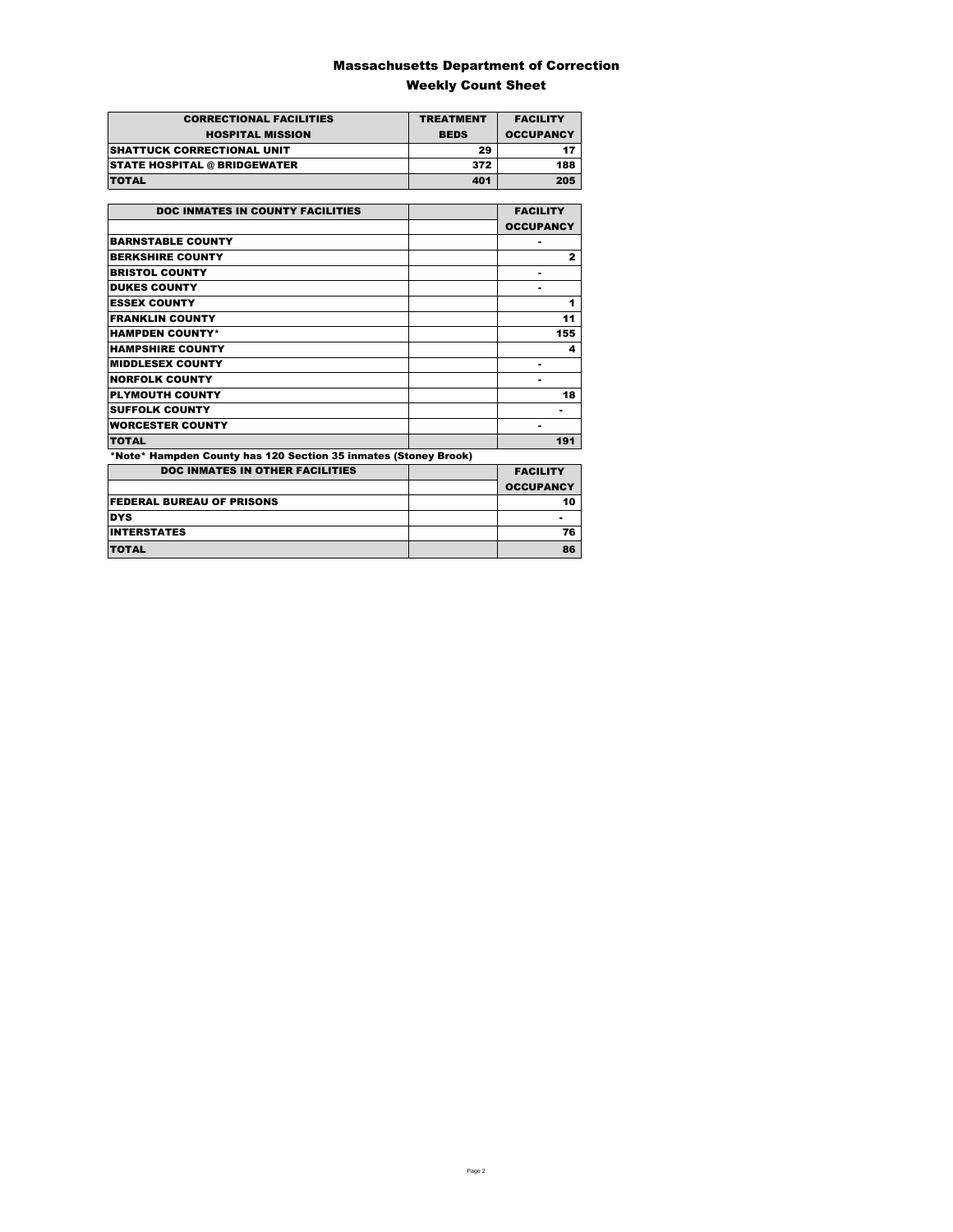# Massachusetts Department of Correction

## Weekly Count Sheet

| CORRECTIONAL FACILITIES HOSPITAL MISSION | TREATMENT BEDS | FACILITY OCCUPANCY |
|---|---|---|
| SHATTUCK CORRECTIONAL UNIT | 29 | 17 |
| STATE HOSPITAL @ BRIDGEWATER | 372 | 188 |
| TOTAL | 401 | 205 |

| DOC INMATES IN COUNTY FACILITIES | | FACILITY OCCUPANCY |
|---|---|---|
| BARNSTABLE COUNTY | | - |
| BERKSHIRE COUNTY | | 2 |
| BRISTOL COUNTY | | - |
| DUKES COUNTY | | - |
| ESSEX COUNTY | | 1 |
| FRANKLIN COUNTY | | 11 |
| HAMPDEN COUNTY* | | 155 |
| HAMPSHIRE COUNTY | | 4 |
| MIDDLESEX COUNTY | | - |
| NORFOLK COUNTY | | - |
| PLYMOUTH COUNTY | | 18 |
| SUFFOLK COUNTY | | - |
| WORCESTER COUNTY | | - |
| TOTAL | | 191 |

*Note* Hampden County has 120 Section 35 inmates (Stoney Brook)

| DOC INMATES IN OTHER FACILITIES | | FACILITY OCCUPANCY |
|---|---|---|
| FEDERAL BUREAU OF PRISONS | | 10 |
| DYS | | - |
| INTERSTATES | | 76 |
| TOTAL | | 86 |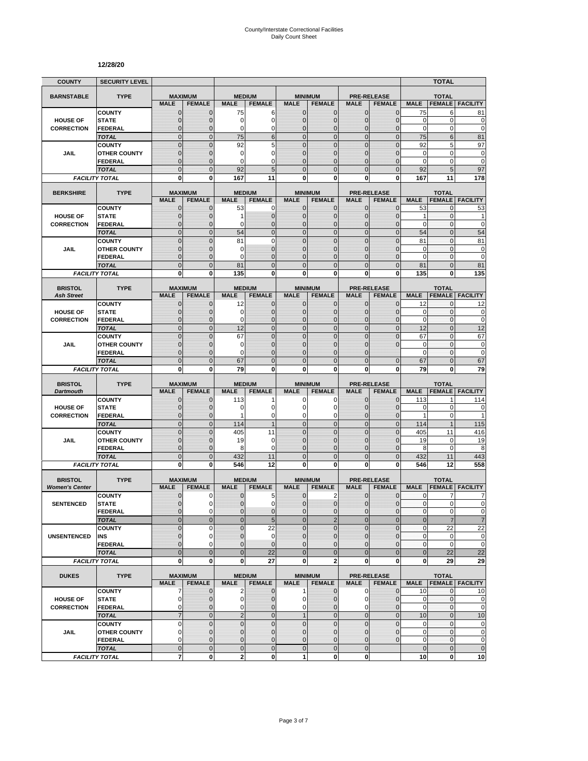# County/Interstate Correctional Facilities
## Daily Count Sheet

**12/28/20**

| COUNTY | SECURITY LEVEL | | | | | | | | | | TOTAL | |
|---|---|---|---|---|---|---|---|---|---|---|---|---|
| **BARNSTABLE** | **TYPE** | **MAXIMUM** | | **MEDIUM** | | **MINIMUM** | | **PRE-RELEASE** | | **TOTAL** | | |
| | | **MALE** | **FEMALE** | **MALE** | **FEMALE** | **MALE** | **FEMALE** | **MALE** | **FEMALE** | **MALE** | **FEMALE** | **FACILITY** |
| **HOUSE OF CORRECTION** | COUNTY | 0 | 0 | 75 | 6 | 0 | 0 | 0 | 0 | 75 | 6 | 81 |
| | STATE | 0 | 0 | 0 | 0 | 0 | 0 | 0 | 0 | 0 | 0 | 0 |
| | FEDERAL | 0 | 0 | 0 | 0 | 0 | 0 | 0 | 0 | 0 | 0 | 0 |
| | TOTAL | 0 | 0 | 75 | 6 | 0 | 0 | 0 | 0 | 75 | 6 | 81 |
| **JAIL** | COUNTY | 0 | 0 | 92 | 5 | 0 | 0 | 0 | 0 | 92 | 5 | 97 |
| | OTHER COUNTY | 0 | 0 | 0 | 0 | 0 | 0 | 0 | 0 | 0 | 0 | 0 |
| | FEDERAL | 0 | 0 | 0 | 0 | 0 | 0 | 0 | 0 | 0 | 0 | 0 |
| | TOTAL | 0 | 0 | 92 | 5 | 0 | 0 | 0 | 0 | 92 | 5 | 97 |
| **FACILITY TOTAL** | | **0** | **0** | **167** | **11** | **0** | **0** | **0** | **0** | **167** | **11** | **178** |
| **BERKSHIRE** | **TYPE** | **MAXIMUM** | | **MEDIUM** | | **MINIMUM** | | **PRE-RELEASE** | | **TOTAL** | | |
| | | **MALE** | **FEMALE** | **MALE** | **FEMALE** | **MALE** | **FEMALE** | **MALE** | **FEMALE** | **MALE** | **FEMALE** | **FACILITY** |
| **HOUSE OF CORRECTION** | COUNTY | 0 | 0 | 53 | 0 | 0 | 0 | 0 | 0 | 53 | 0 | 53 |
| | STATE | 0 | 0 | 1 | 0 | 0 | 0 | 0 | 0 | 1 | 0 | 1 |
| | FEDERAL | 0 | 0 | 0 | 0 | 0 | 0 | 0 | 0 | 0 | 0 | 0 |
| | TOTAL | 0 | 0 | 54 | 0 | 0 | 0 | 0 | 0 | 54 | 0 | 54 |
| **JAIL** | COUNTY | 0 | 0 | 81 | 0 | 0 | 0 | 0 | 0 | 81 | 0 | 81 |
| | OTHER COUNTY | 0 | 0 | 0 | 0 | 0 | 0 | 0 | 0 | 0 | 0 | 0 |
| | FEDERAL | 0 | 0 | 0 | 0 | 0 | 0 | 0 | 0 | 0 | 0 | 0 |
| | TOTAL | 0 | 0 | 81 | 0 | 0 | 0 | 0 | 0 | 81 | 0 | 81 |
| **FACILITY TOTAL** | | **0** | **0** | **135** | **0** | **0** | **0** | **0** | **0** | **135** | **0** | **135** |
| **BRISTOL** *Ash Street* | **TYPE** | **MAXIMUM** | | **MEDIUM** | | **MINIMUM** | | **PRE-RELEASE** | | **TOTAL** | | |
| | | **MALE** | **FEMALE** | **MALE** | **FEMALE** | **MALE** | **FEMALE** | **MALE** | **FEMALE** | **MALE** | **FEMALE** | **FACILITY** |
| **HOUSE OF CORRECTION** | COUNTY | 0 | 0 | 12 | 0 | 0 | 0 | 0 | 0 | 12 | 0 | 12 |
| | STATE | 0 | 0 | 0 | 0 | 0 | 0 | 0 | 0 | 0 | 0 | 0 |
| | FEDERAL | 0 | 0 | 0 | 0 | 0 | 0 | 0 | 0 | 0 | 0 | 0 |
| | TOTAL | 0 | 0 | 12 | 0 | 0 | 0 | 0 | 0 | 12 | 0 | 12 |
| **JAIL** | COUNTY | 0 | 0 | 67 | 0 | 0 | 0 | 0 | 0 | 67 | 0 | 67 |
| | OTHER COUNTY | 0 | 0 | 0 | 0 | 0 | 0 | 0 | 0 | 0 | 0 | 0 |
| | FEDERAL | 0 | 0 | 0 | 0 | 0 | 0 | 0 | | 0 | 0 | 0 |
| | TOTAL | 0 | 0 | 67 | 0 | 0 | 0 | 0 | 0 | 67 | 0 | 67 |
| **FACILITY TOTAL** | | **0** | **0** | **79** | **0** | **0** | **0** | **0** | **0** | **79** | **0** | **79** |
| **BRISTOL** *Dartmouth* | **TYPE** | **MAXIMUM** | | **MEDIUM** | | **MINIMUM** | | **PRE-RELEASE** | | **TOTAL** | | |
| | | **MALE** | **FEMALE** | **MALE** | **FEMALE** | **MALE** | **FEMALE** | **MALE** | **FEMALE** | **MALE** | **FEMALE** | **FACILITY** |
| **HOUSE OF CORRECTION** | COUNTY | 0 | 0 | 113 | 1 | 0 | 0 | 0 | 0 | 113 | 1 | 114 |
| | STATE | 0 | 0 | 0 | 0 | 0 | 0 | 0 | 0 | 0 | 0 | 0 |
| | FEDERAL | 0 | 0 | 1 | 0 | 0 | 0 | 0 | 0 | 1 | 0 | 1 |
| | TOTAL | 0 | 0 | 114 | 1 | 0 | 0 | 0 | 0 | 114 | 1 | 115 |
| **JAIL** | COUNTY | 0 | 0 | 405 | 11 | 0 | 0 | 0 | 0 | 405 | 11 | 416 |
| | OTHER COUNTY | 0 | 0 | 19 | 0 | 0 | 0 | 0 | 0 | 19 | 0 | 19 |
| | FEDERAL | 0 | 0 | 8 | 0 | 0 | 0 | 0 | 0 | 8 | 0 | 8 |
| | TOTAL | 0 | 0 | 432 | 11 | 0 | 0 | 0 | 0 | 432 | 11 | 443 |
| **FACILITY TOTAL** | | **0** | **0** | **546** | **12** | **0** | **0** | **0** | **0** | **546** | **12** | **558** |
| **BRISTOL** *Women's Center* | **TYPE** | **MAXIMUM** | | **MEDIUM** | | **MINIMUM** | | **PRE-RELEASE** | | **TOTAL** | | |
| | | **MALE** | **FEMALE** | **MALE** | **FEMALE** | **MALE** | **FEMALE** | **MALE** | **FEMALE** | **MALE** | **FEMALE** | **FACILITY** |
| **SENTENCED** | COUNTY | 0 | 0 | 0 | 5 | 0 | 2 | 0 | 0 | 0 | 7 | 7 |
| | STATE | 0 | 0 | 0 | 0 | 0 | 0 | 0 | 0 | 0 | 0 | 0 |
| | FEDERAL | 0 | 0 | 0 | 0 | 0 | 0 | 0 | 0 | 0 | 0 | 0 |
| | TOTAL | 0 | 0 | 0 | 5 | 0 | 2 | 0 | 0 | 0 | 7 | 7 |
| **UNSENTENCED** | COUNTY | 0 | 0 | 0 | 22 | 0 | 0 | 0 | 0 | 0 | 22 | 22 |
| | INS | 0 | 0 | 0 | 0 | 0 | 0 | 0 | 0 | 0 | 0 | 0 |
| | FEDERAL | 0 | 0 | 0 | 0 | 0 | 0 | 0 | 0 | 0 | 0 | 0 |
| | TOTAL | 0 | 0 | 0 | 22 | 0 | 0 | 0 | 0 | 0 | 22 | 22 |
| **FACILITY TOTAL** | | **0** | **0** | **0** | **27** | **0** | **2** | **0** | **0** | **0** | **29** | **29** |
| **DUKES** | **TYPE** | **MAXIMUM** | | **MEDIUM** | | **MINIMUM** | | **PRE-RELEASE** | | **TOTAL** | | |
| | | **MALE** | **FEMALE** | **MALE** | **FEMALE** | **MALE** | **FEMALE** | **MALE** | **FEMALE** | **MALE** | **FEMALE** | **FACILITY** |
| **HOUSE OF CORRECTION** | COUNTY | 7 | 0 | 2 | 0 | 1 | 0 | 0 | 0 | 10 | 0 | 10 |
| | STATE | 0 | 0 | 0 | 0 | 0 | 0 | 0 | 0 | 0 | 0 | 0 |
| | FEDERAL | 0 | 0 | 0 | 0 | 0 | 0 | 0 | 0 | 0 | 0 | 0 |
| | TOTAL | 7 | 0 | 2 | 0 | 1 | 0 | 0 | 0 | 10 | 0 | 10 |
| **JAIL** | COUNTY | 0 | 0 | 0 | 0 | 0 | 0 | 0 | 0 | 0 | 0 | 0 |
| | OTHER COUNTY | 0 | 0 | 0 | 0 | 0 | 0 | 0 | 0 | 0 | 0 | 0 |
| | FEDERAL | 0 | 0 | 0 | 0 | 0 | 0 | 0 | 0 | 0 | 0 | 0 |
| | TOTAL | 0 | 0 | 0 | 0 | 0 | 0 | 0 | | 0 | 0 | 0 |
| **FACILITY TOTAL** | | **7** | **0** | **2** | **0** | **1** | **0** | **0** | | **10** | **0** | **10** |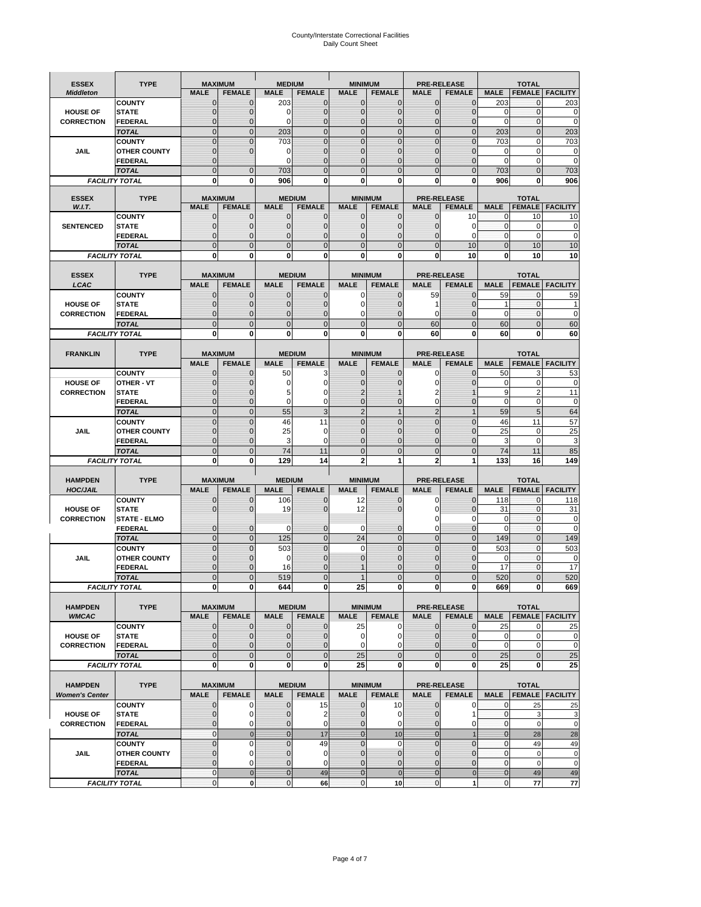# County/Interstate Correctional Facilities
## Daily Count Sheet

| ESSEX *Middleton* | TYPE | MAXIMUM | | MEDIUM | | MINIMUM | | PRE-RELEASE | | TOTAL | | |
|---|---|---|---|---|---|---|---|---|---|---|---|---|
| | | MALE | FEMALE | MALE | FEMALE | MALE | FEMALE | MALE | FEMALE | MALE | FEMALE | FACILITY |
| HOUSE OF CORRECTION | COUNTY | 0 | 0 | 203 | 0 | 0 | 0 | 0 | 0 | 203 | 0 | 203 |
| | STATE | 0 | 0 | 0 | 0 | 0 | 0 | 0 | 0 | 0 | 0 | 0 |
| | FEDERAL | 0 | 0 | 0 | 0 | 0 | 0 | 0 | 0 | 0 | 0 | 0 |
| | *TOTAL* | 0 | 0 | 203 | 0 | 0 | 0 | 0 | 0 | 203 | 0 | 203 |
| JAIL | COUNTY | 0 | 0 | 703 | 0 | 0 | 0 | 0 | 0 | 703 | 0 | 703 |
| | OTHER COUNTY | 0 | 0 | 0 | 0 | 0 | 0 | 0 | 0 | 0 | 0 | 0 |
| | FEDERAL | 0 | | 0 | 0 | 0 | 0 | 0 | 0 | 0 | 0 | 0 |
| | *TOTAL* | 0 | 0 | 703 | 0 | 0 | 0 | 0 | 0 | 703 | 0 | 703 |
| *FACILITY TOTAL* | | 0 | 0 | 906 | 0 | 0 | 0 | 0 | 0 | 906 | 0 | 906 |

| ESSEX *W.I.T.* | TYPE | MAXIMUM | | MEDIUM | | MINIMUM | | PRE-RELEASE | | TOTAL | | |
|---|---|---|---|---|---|---|---|---|---|---|---|---|
| | | MALE | FEMALE | MALE | FEMALE | MALE | FEMALE | MALE | FEMALE | MALE | FEMALE | FACILITY |
| SENTENCED | COUNTY | 0 | 0 | 0 | 0 | 0 | 0 | 0 | 10 | 0 | 10 | 10 |
| | STATE | 0 | 0 | 0 | 0 | 0 | 0 | 0 | 0 | 0 | 0 | 0 |
| | FEDERAL | 0 | 0 | 0 | 0 | 0 | 0 | 0 | 0 | 0 | 0 | 0 |
| | *TOTAL* | 0 | 0 | 0 | 0 | 0 | 0 | 0 | 10 | 0 | 10 | 10 |
| *FACILITY TOTAL* | | 0 | 0 | 0 | 0 | 0 | 0 | 0 | 10 | 0 | 10 | 10 |

| ESSEX *LCAC* | TYPE | MAXIMUM | | MEDIUM | | MINIMUM | | PRE-RELEASE | | TOTAL | | |
|---|---|---|---|---|---|---|---|---|---|---|---|---|
| | | MALE | FEMALE | MALE | FEMALE | MALE | FEMALE | MALE | FEMALE | MALE | FEMALE | FACILITY |
| HOUSE OF CORRECTION | COUNTY | 0 | 0 | 0 | 0 | 0 | 0 | 59 | 0 | 59 | 0 | 59 |
| | STATE | 0 | 0 | 0 | 0 | 0 | 0 | 1 | 0 | 1 | 0 | 1 |
| | FEDERAL | 0 | 0 | 0 | 0 | 0 | 0 | 0 | 0 | 0 | 0 | 0 |
| | *TOTAL* | 0 | 0 | 0 | 0 | 0 | 0 | 60 | 0 | 60 | 0 | 60 |
| *FACILITY TOTAL* | | 0 | 0 | 0 | 0 | 0 | 0 | 60 | 0 | 60 | 0 | 60 |

| FRANKLIN | TYPE | MAXIMUM | | MEDIUM | | MINIMUM | | PRE-RELEASE | | TOTAL | | |
|---|---|---|---|---|---|---|---|---|---|---|---|---|
| | | MALE | FEMALE | MALE | FEMALE | MALE | FEMALE | MALE | FEMALE | MALE | FEMALE | FACILITY |
| HOUSE OF CORRECTION | COUNTY | 0 | 0 | 50 | 3 | 0 | 0 | 0 | 0 | 50 | 3 | 53 |
| | OTHER - VT | 0 | 0 | 0 | 0 | 0 | 0 | 0 | 0 | 0 | 0 | 0 |
| | STATE | 0 | 0 | 5 | 0 | 2 | 1 | 2 | 1 | 9 | 2 | 11 |
| | FEDERAL | 0 | 0 | 0 | 0 | 0 | 0 | 0 | 0 | 0 | 0 | 0 |
| | *TOTAL* | 0 | 0 | 55 | 3 | 2 | 1 | 2 | 1 | 59 | 5 | 64 |
| JAIL | COUNTY | 0 | 0 | 46 | 11 | 0 | 0 | 0 | 0 | 46 | 11 | 57 |
| | OTHER COUNTY | 0 | 0 | 25 | 0 | 0 | 0 | 0 | 0 | 25 | 0 | 25 |
| | FEDERAL | 0 | 0 | 3 | 0 | 0 | 0 | 0 | 0 | 3 | 0 | 3 |
| | *TOTAL* | 0 | 0 | 74 | 11 | 0 | 0 | 0 | 0 | 74 | 11 | 85 |
| *FACILITY TOTAL* | | 0 | 0 | 129 | 14 | 2 | 1 | 2 | 1 | 133 | 16 | 149 |

| HAMPDEN *HOC/JAIL* | TYPE | MAXIMUM | | MEDIUM | | MINIMUM | | PRE-RELEASE | | TOTAL | | |
|---|---|---|---|---|---|---|---|---|---|---|---|---|
| | | MALE | FEMALE | MALE | FEMALE | MALE | FEMALE | MALE | FEMALE | MALE | FEMALE | FACILITY |
| HOUSE OF CORRECTION | COUNTY | 0 | 0 | 106 | 0 | 12 | 0 | 0 | 0 | 118 | 0 | 118 |
| | STATE | 0 | 0 | 19 | 0 | 12 | 0 | 0 | 0 | 31 | 0 | 31 |
| | STATE - ELMO | | | | | | | 0 | 0 | 0 | 0 | 0 |
| | FEDERAL | 0 | 0 | 0 | 0 | 0 | 0 | 0 | 0 | 0 | 0 | 0 |
| | *TOTAL* | 0 | 0 | 125 | 0 | 24 | 0 | 0 | 0 | 149 | 0 | 149 |
| JAIL | COUNTY | 0 | 0 | 503 | 0 | 0 | 0 | 0 | 0 | 503 | 0 | 503 |
| | OTHER COUNTY | 0 | 0 | 0 | 0 | 0 | 0 | 0 | 0 | 0 | 0 | 0 |
| | FEDERAL | 0 | 0 | 16 | 0 | 1 | 0 | 0 | 0 | 17 | 0 | 17 |
| | *TOTAL* | 0 | 0 | 519 | 0 | 1 | 0 | 0 | 0 | 520 | 0 | 520 |
| *FACILITY TOTAL* | | 0 | 0 | 644 | 0 | 25 | 0 | 0 | 0 | 669 | 0 | 669 |

| HAMPDEN *WMCAC* | TYPE | MAXIMUM | | MEDIUM | | MINIMUM | | PRE-RELEASE | | TOTAL | | |
|---|---|---|---|---|---|---|---|---|---|---|---|---|
| | | MALE | FEMALE | MALE | FEMALE | MALE | FEMALE | MALE | FEMALE | MALE | FEMALE | FACILITY |
| HOUSE OF CORRECTION | COUNTY | 0 | 0 | 0 | 0 | 25 | 0 | 0 | 0 | 25 | 0 | 25 |
| | STATE | 0 | 0 | 0 | 0 | 0 | 0 | 0 | 0 | 0 | 0 | 0 |
| | FEDERAL | 0 | 0 | 0 | 0 | 0 | 0 | 0 | 0 | 0 | 0 | 0 |
| | *TOTAL* | 0 | 0 | 0 | 0 | 25 | 0 | 0 | 0 | 25 | 0 | 25 |
| *FACILITY TOTAL* | | 0 | 0 | 0 | 0 | 25 | 0 | 0 | 0 | 25 | 0 | 25 |

| HAMPDEN *Women's Center* | TYPE | MAXIMUM | | MEDIUM | | MINIMUM | | PRE-RELEASE | | TOTAL | | |
|---|---|---|---|---|---|---|---|---|---|---|---|---|
| | | MALE | FEMALE | MALE | FEMALE | MALE | FEMALE | MALE | FEMALE | MALE | FEMALE | FACILITY |
| HOUSE OF CORRECTION | COUNTY | 0 | 0 | 0 | 15 | 0 | 10 | 0 | 0 | 0 | 25 | 25 |
| | STATE | 0 | 0 | 0 | 2 | 0 | 0 | 0 | 1 | 0 | 3 | 3 |
| | FEDERAL | 0 | 0 | 0 | 0 | 0 | 0 | 0 | 0 | 0 | 0 | 0 |
| | *TOTAL* | 0 | 0 | 0 | 17 | 0 | 10 | 0 | 1 | 0 | 28 | 28 |
| JAIL | COUNTY | 0 | 0 | 0 | 49 | 0 | 0 | 0 | 0 | 0 | 49 | 49 |
| | OTHER COUNTY | 0 | 0 | 0 | 0 | 0 | 0 | 0 | 0 | 0 | 0 | 0 |
| | FEDERAL | 0 | 0 | 0 | 0 | 0 | 0 | 0 | 0 | 0 | 0 | 0 |
| | *TOTAL* | 0 | 0 | 0 | 49 | 0 | 0 | 0 | 0 | 0 | 49 | 49 |
| *FACILITY TOTAL* | | 0 | 0 | 0 | 66 | 0 | 10 | 0 | 1 | 0 | 77 | 77 |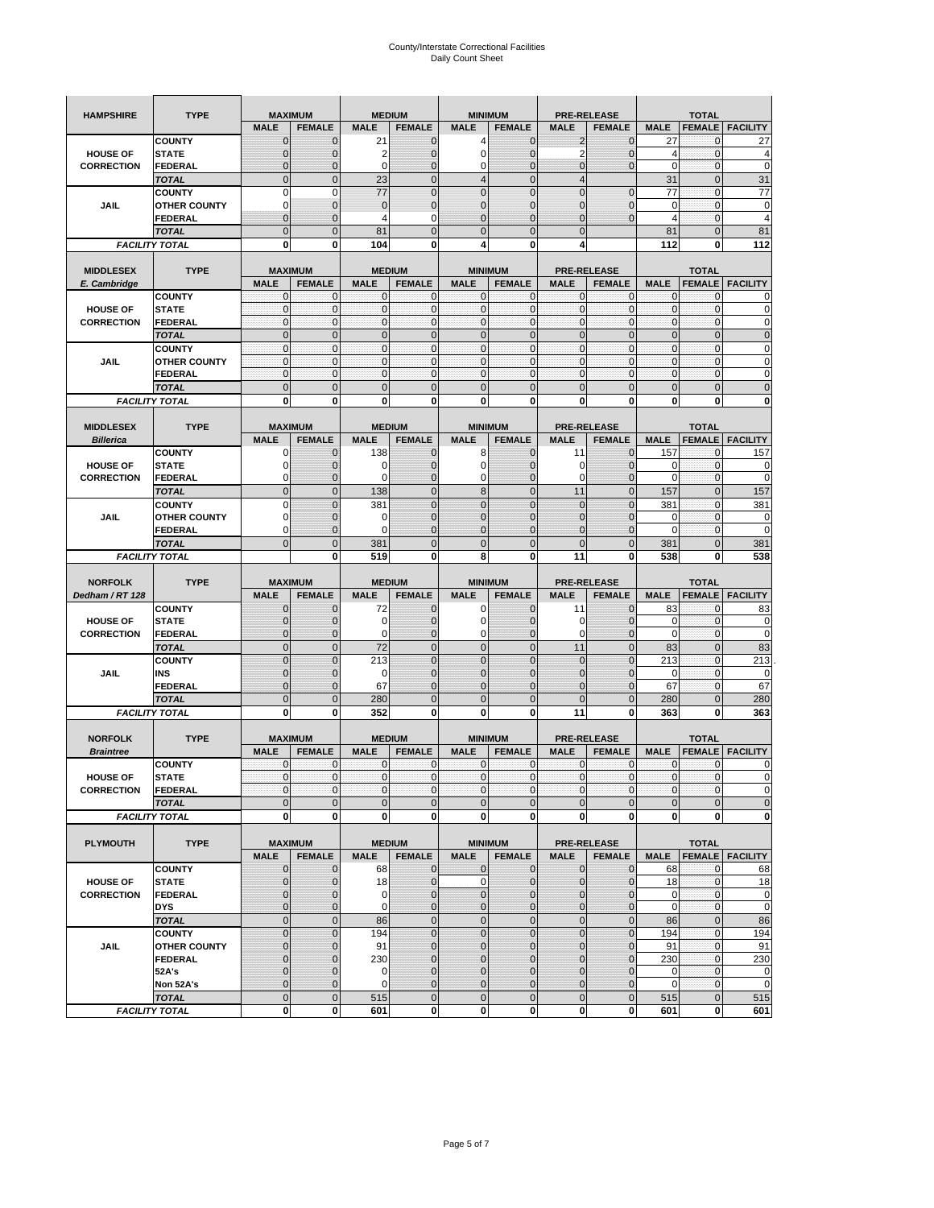# County/Interstate Correctional Facilities
## Daily Count Sheet

| HAMPSHIRE | TYPE | MAXIMUM | | MEDIUM | | MINIMUM | | PRE-RELEASE | | TOTAL | | |
|---|---|---|---|---|---|---|---|---|---|---|---|---|
| | | MALE | FEMALE | MALE | FEMALE | MALE | FEMALE | MALE | FEMALE | MALE | FEMALE | FACILITY |
| HOUSE OF CORRECTION | COUNTY | 0 | 0 | 21 | 0 | 4 | 0 | 2 | 0 | 27 | 0 | 27 |
| | STATE | 0 | 0 | 2 | 0 | 0 | 0 | 2 | 0 | 4 | 0 | 4 |
| | FEDERAL | 0 | 0 | 0 | 0 | 0 | 0 | 0 | 0 | 0 | 0 | 0 |
| | TOTAL | 0 | 0 | 23 | 0 | 4 | 0 | 4 | | 31 | 0 | 31 |
| JAIL | COUNTY | 0 | 0 | 77 | 0 | 0 | 0 | 0 | 0 | 77 | 0 | 77 |
| | OTHER COUNTY | 0 | 0 | 0 | 0 | 0 | 0 | 0 | 0 | 0 | 0 | 0 |
| | FEDERAL | 0 | 0 | 4 | 0 | 0 | 0 | 0 | 0 | 4 | 0 | 4 |
| | TOTAL | 0 | 0 | 81 | 0 | 0 | 0 | 0 | | 81 | 0 | 81 |
| FACILITY TOTAL | | 0 | 0 | 104 | 0 | 4 | 0 | 4 | | 112 | 0 | 112 |

| MIDDLESEX E. Cambridge | TYPE | MAXIMUM | | MEDIUM | | MINIMUM | | PRE-RELEASE | | TOTAL | | |
|---|---|---|---|---|---|---|---|---|---|---|---|---|
| | | MALE | FEMALE | MALE | FEMALE | MALE | FEMALE | MALE | FEMALE | MALE | FEMALE | FACILITY |
| HOUSE OF CORRECTION | COUNTY | 0 | 0 | 0 | 0 | 0 | 0 | 0 | 0 | 0 | 0 | 0 |
| | STATE | 0 | 0 | 0 | 0 | 0 | 0 | 0 | 0 | 0 | 0 | 0 |
| | FEDERAL | 0 | 0 | 0 | 0 | 0 | 0 | 0 | 0 | 0 | 0 | 0 |
| | TOTAL | 0 | 0 | 0 | 0 | 0 | 0 | 0 | 0 | 0 | 0 | 0 |
| JAIL | COUNTY | 0 | 0 | 0 | 0 | 0 | 0 | 0 | 0 | 0 | 0 | 0 |
| | OTHER COUNTY | 0 | 0 | 0 | 0 | 0 | 0 | 0 | 0 | 0 | 0 | 0 |
| | FEDERAL | 0 | 0 | 0 | 0 | 0 | 0 | 0 | 0 | 0 | 0 | 0 |
| | TOTAL | 0 | 0 | 0 | 0 | 0 | 0 | 0 | 0 | 0 | 0 | 0 |
| FACILITY TOTAL | | 0 | 0 | 0 | 0 | 0 | 0 | 0 | 0 | 0 | 0 | 0 |

| MIDDLESEX Billerica | TYPE | MAXIMUM | | MEDIUM | | MINIMUM | | PRE-RELEASE | | TOTAL | | |
|---|---|---|---|---|---|---|---|---|---|---|---|---|
| | | MALE | FEMALE | MALE | FEMALE | MALE | FEMALE | MALE | FEMALE | MALE | FEMALE | FACILITY |
| HOUSE OF CORRECTION | COUNTY | 0 | 0 | 138 | 0 | 8 | 0 | 11 | 0 | 157 | 0 | 157 |
| | STATE | 0 | 0 | 0 | 0 | 0 | 0 | 0 | 0 | 0 | 0 | 0 |
| | FEDERAL | 0 | 0 | 0 | 0 | 0 | 0 | 0 | 0 | 0 | 0 | 0 |
| | TOTAL | 0 | 0 | 138 | 0 | 8 | 0 | 11 | 0 | 157 | 0 | 157 |
| JAIL | COUNTY | 0 | 0 | 381 | 0 | 0 | 0 | 0 | 0 | 381 | 0 | 381 |
| | OTHER COUNTY | 0 | 0 | 0 | 0 | 0 | 0 | 0 | 0 | 0 | 0 | 0 |
| | FEDERAL | 0 | 0 | 0 | 0 | 0 | 0 | 0 | 0 | 0 | 0 | 0 |
| | TOTAL | 0 | 0 | 381 | 0 | 0 | 0 | 0 | 0 | 381 | 0 | 381 |
| FACILITY TOTAL | | | 0 | 519 | 0 | 8 | 0 | 11 | 0 | 538 | 0 | 538 |

| NORFOLK Dedham / RT 128 | TYPE | MAXIMUM | | MEDIUM | | MINIMUM | | PRE-RELEASE | | TOTAL | | |
|---|---|---|---|---|---|---|---|---|---|---|---|---|
| | | MALE | FEMALE | MALE | FEMALE | MALE | FEMALE | MALE | FEMALE | MALE | FEMALE | FACILITY |
| HOUSE OF CORRECTION | COUNTY | 0 | 0 | 72 | 0 | 0 | 0 | 11 | 0 | 83 | 0 | 83 |
| | STATE | 0 | 0 | 0 | 0 | 0 | 0 | 0 | 0 | 0 | 0 | 0 |
| | FEDERAL | 0 | 0 | 0 | 0 | 0 | 0 | 0 | 0 | 0 | 0 | 0 |
| | TOTAL | 0 | 0 | 72 | 0 | 0 | 0 | 11 | 0 | 83 | 0 | 83 |
| JAIL | COUNTY | 0 | 0 | 213 | 0 | 0 | 0 | 0 | 0 | 213 | 0 | 213 |
| | INS | 0 | 0 | 0 | 0 | 0 | 0 | 0 | 0 | 0 | 0 | 0 |
| | FEDERAL | 0 | 0 | 67 | 0 | 0 | 0 | 0 | 0 | 67 | 0 | 67 |
| | TOTAL | 0 | 0 | 280 | 0 | 0 | 0 | 0 | 0 | 280 | 0 | 280 |
| FACILITY TOTAL | | 0 | 0 | 352 | 0 | 0 | 0 | 11 | 0 | 363 | 0 | 363 |

| NORFOLK Braintree | TYPE | MAXIMUM | | MEDIUM | | MINIMUM | | PRE-RELEASE | | TOTAL | | |
|---|---|---|---|---|---|---|---|---|---|---|---|---|
| | | MALE | FEMALE | MALE | FEMALE | MALE | FEMALE | MALE | FEMALE | MALE | FEMALE | FACILITY |
| HOUSE OF CORRECTION | COUNTY | 0 | 0 | 0 | 0 | 0 | 0 | 0 | 0 | 0 | 0 | 0 |
| | STATE | 0 | 0 | 0 | 0 | 0 | 0 | 0 | 0 | 0 | 0 | 0 |
| | FEDERAL | 0 | 0 | 0 | 0 | 0 | 0 | 0 | 0 | 0 | 0 | 0 |
| | TOTAL | 0 | 0 | 0 | 0 | 0 | 0 | 0 | 0 | 0 | 0 | 0 |
| FACILITY TOTAL | | 0 | 0 | 0 | 0 | 0 | 0 | 0 | 0 | 0 | 0 | 0 |

| PLYMOUTH | TYPE | MAXIMUM | | MEDIUM | | MINIMUM | | PRE-RELEASE | | TOTAL | | |
|---|---|---|---|---|---|---|---|---|---|---|---|---|
| | | MALE | FEMALE | MALE | FEMALE | MALE | FEMALE | MALE | FEMALE | MALE | FEMALE | FACILITY |
| HOUSE OF CORRECTION | COUNTY | 0 | 0 | 68 | 0 | 0 | 0 | 0 | 0 | 68 | 0 | 68 |
| | STATE | 0 | 0 | 18 | 0 | 0 | 0 | 0 | 0 | 18 | 0 | 18 |
| | FEDERAL | 0 | 0 | 0 | 0 | 0 | 0 | 0 | 0 | 0 | 0 | 0 |
| | DYS | 0 | 0 | 0 | 0 | 0 | 0 | 0 | 0 | 0 | 0 | 0 |
| | TOTAL | 0 | 0 | 86 | 0 | 0 | 0 | 0 | 0 | 86 | 0 | 86 |
| JAIL | COUNTY | 0 | 0 | 194 | 0 | 0 | 0 | 0 | 0 | 194 | 0 | 194 |
| | OTHER COUNTY | 0 | 0 | 91 | 0 | 0 | 0 | 0 | 0 | 91 | 0 | 91 |
| | FEDERAL | 0 | 0 | 230 | 0 | 0 | 0 | 0 | 0 | 230 | 0 | 230 |
| | 52A's | 0 | 0 | 0 | 0 | 0 | 0 | 0 | 0 | 0 | 0 | 0 |
| | Non 52A's | 0 | 0 | 0 | 0 | 0 | 0 | 0 | 0 | 0 | 0 | 0 |
| | TOTAL | 0 | 0 | 515 | 0 | 0 | 0 | 0 | 0 | 515 | 0 | 515 |
| FACILITY TOTAL | | 0 | 0 | 601 | 0 | 0 | 0 | 0 | 0 | 601 | 0 | 601 |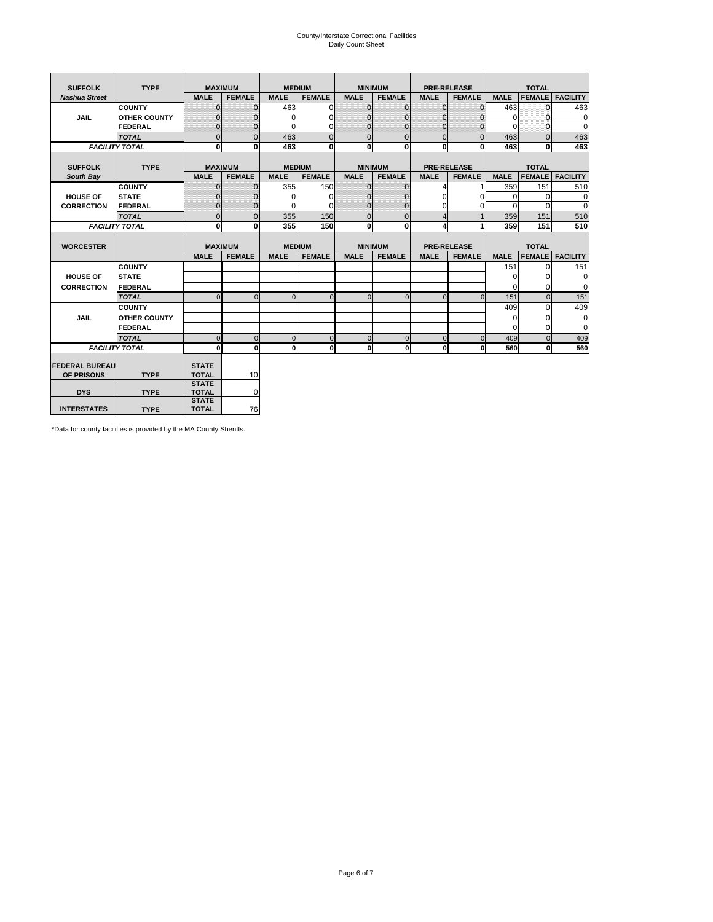# County/Interstate Correctional Facilities
Daily Count Sheet

| SUFFOLK | TYPE | MAXIMUM | | MEDIUM | | MINIMUM | | PRE-RELEASE | | TOTAL | | |
|---|---|---|---|---|---|---|---|---|---|---|---|---|
| *Nashua Street* | | MALE | FEMALE | MALE | FEMALE | MALE | FEMALE | MALE | FEMALE | MALE | FEMALE | FACILITY |
| JAIL | COUNTY | 0 | 0 | 463 | 0 | 0 | 0 | 0 | 0 | 463 | 0 | 463 |
| | OTHER COUNTY | 0 | 0 | 0 | 0 | 0 | 0 | 0 | 0 | 0 | 0 | 0 |
| | FEDERAL | 0 | 0 | 0 | 0 | 0 | 0 | 0 | 0 | 0 | 0 | 0 |
| | *TOTAL* | 0 | 0 | 463 | 0 | 0 | 0 | 0 | 0 | 463 | 0 | 463 |
| *FACILITY TOTAL* | | **0** | **0** | **463** | **0** | **0** | **0** | **0** | **0** | **463** | **0** | **463** |

| SUFFOLK | TYPE | MAXIMUM | | MEDIUM | | MINIMUM | | PRE-RELEASE | | TOTAL | | |
|---|---|---|---|---|---|---|---|---|---|---|---|---|
| *South Bay* | | MALE | FEMALE | MALE | FEMALE | MALE | FEMALE | MALE | FEMALE | MALE | FEMALE | FACILITY |
| HOUSE OF CORRECTION | COUNTY | 0 | 0 | 355 | 150 | 0 | 0 | 4 | 1 | 359 | 151 | 510 |
| | STATE | 0 | 0 | 0 | 0 | 0 | 0 | 0 | 0 | 0 | 0 | 0 |
| | FEDERAL | 0 | 0 | 0 | 0 | 0 | 0 | 0 | 0 | 0 | 0 | 0 |
| | *TOTAL* | 0 | 0 | 355 | 150 | 0 | 0 | 4 | 1 | 359 | 151 | 510 |
| *FACILITY TOTAL* | | **0** | **0** | **355** | **150** | **0** | **0** | **4** | **1** | **359** | **151** | **510** |

| WORCESTER | | MAXIMUM | | MEDIUM | | MINIMUM | | PRE-RELEASE | | TOTAL | | |
|---|---|---|---|---|---|---|---|---|---|---|---|---|
| | | MALE | FEMALE | MALE | FEMALE | MALE | FEMALE | MALE | FEMALE | MALE | FEMALE | FACILITY |
| HOUSE OF CORRECTION | COUNTY | | | | | | | | | 151 | 0 | 151 |
| | STATE | | | | | | | | | 0 | 0 | 0 |
| | FEDERAL | | | | | | | | | 0 | 0 | 0 |
| | *TOTAL* | 0 | 0 | 0 | 0 | 0 | 0 | 0 | 0 | 151 | 0 | 151 |
| JAIL | COUNTY | | | | | | | | | 409 | 0 | 409 |
| | OTHER COUNTY | | | | | | | | | 0 | 0 | 0 |
| | FEDERAL | | | | | | | | | 0 | 0 | 0 |
| | *TOTAL* | 0 | 0 | 0 | 0 | 0 | 0 | 0 | 0 | 409 | 0 | 409 |
| *FACILITY TOTAL* | | **0** | **0** | **0** | **0** | **0** | **0** | **0** | **0** | **560** | **0** | **560** |

| | | | |
|---|---|---|---|
| FEDERAL BUREAU OF PRISONS | TYPE | STATE TOTAL | 10 |
| DYS | TYPE | STATE TOTAL | 0 |
| INTERSTATES | TYPE | STATE TOTAL | 76 |

*Data for county facilities is provided by the MA County Sheriffs.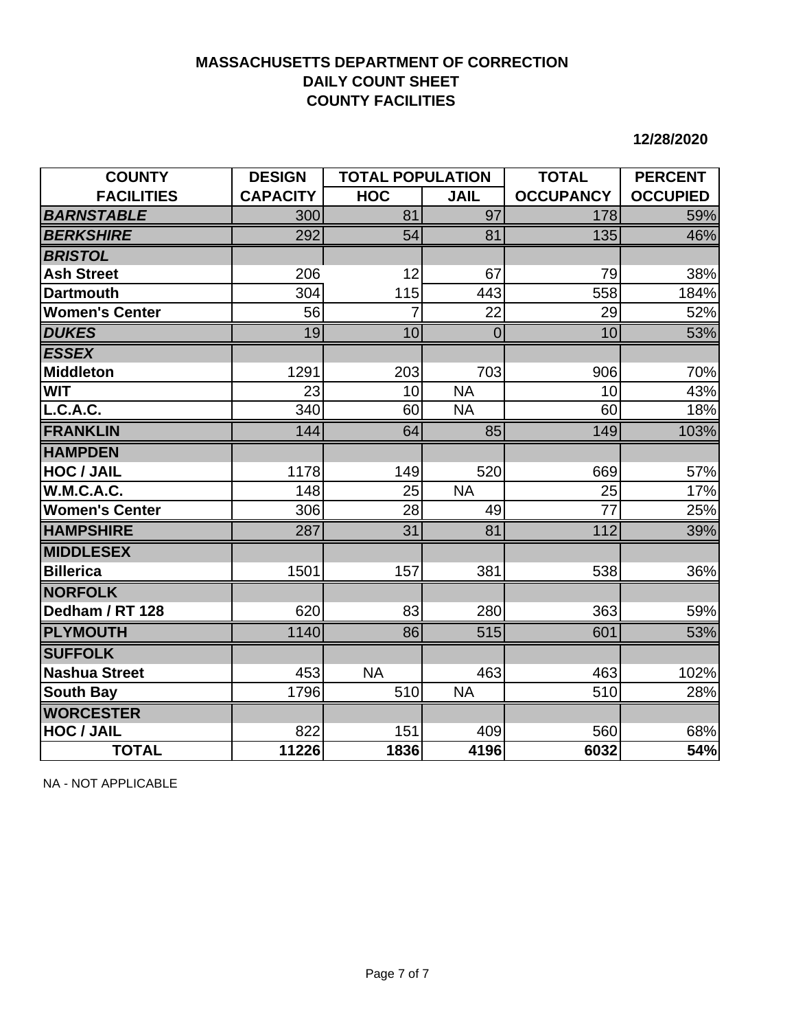# MASSACHUSETTS DEPARTMENT OF CORRECTION
## DAILY COUNT SHEET
## COUNTY FACILITIES

**12/28/2020**

| COUNTY FACILITIES | DESIGN CAPACITY | TOTAL POPULATION | | TOTAL OCCUPANCY | PERCENT OCCUPIED |
|---|---|---|---|---|---|
| | | HOC | JAIL | | |
| ***BARNSTABLE*** | 300 | 81 | 97 | 178 | 59% |
| ***BERKSHIRE*** | 292 | 54 | 81 | 135 | 46% |
| ***BRISTOL*** | | | | | |
| **Ash Street** | 206 | 12 | 67 | 79 | 38% |
| **Dartmouth** | 304 | 115 | 443 | 558 | 184% |
| **Women's Center** | 56 | 7 | 22 | 29 | 52% |
| ***DUKES*** | 19 | 10 | 0 | 10 | 53% |
| ***ESSEX*** | | | | | |
| **Middleton** | 1291 | 203 | 703 | 906 | 70% |
| **WIT** | 23 | 10 | NA | 10 | 43% |
| **L.C.A.C.** | 340 | 60 | NA | 60 | 18% |
| **FRANKLIN** | 144 | 64 | 85 | 149 | 103% |
| **HAMPDEN** | | | | | |
| **HOC / JAIL** | 1178 | 149 | 520 | 669 | 57% |
| **W.M.C.A.C.** | 148 | 25 | NA | 25 | 17% |
| **Women's Center** | 306 | 28 | 49 | 77 | 25% |
| **HAMPSHIRE** | 287 | 31 | 81 | 112 | 39% |
| **MIDDLESEX** | | | | | |
| **Billerica** | 1501 | 157 | 381 | 538 | 36% |
| **NORFOLK** | | | | | |
| **Dedham / RT 128** | 620 | 83 | 280 | 363 | 59% |
| **PLYMOUTH** | 1140 | 86 | 515 | 601 | 53% |
| **SUFFOLK** | | | | | |
| **Nashua Street** | 453 | NA | 463 | 463 | 102% |
| **South Bay** | 1796 | 510 | NA | 510 | 28% |
| **WORCESTER** | | | | | |
| **HOC / JAIL** | 822 | 151 | 409 | 560 | 68% |
| **TOTAL** | **11226** | **1836** | **4196** | **6032** | **54%** |

NA - NOT APPLICABLE